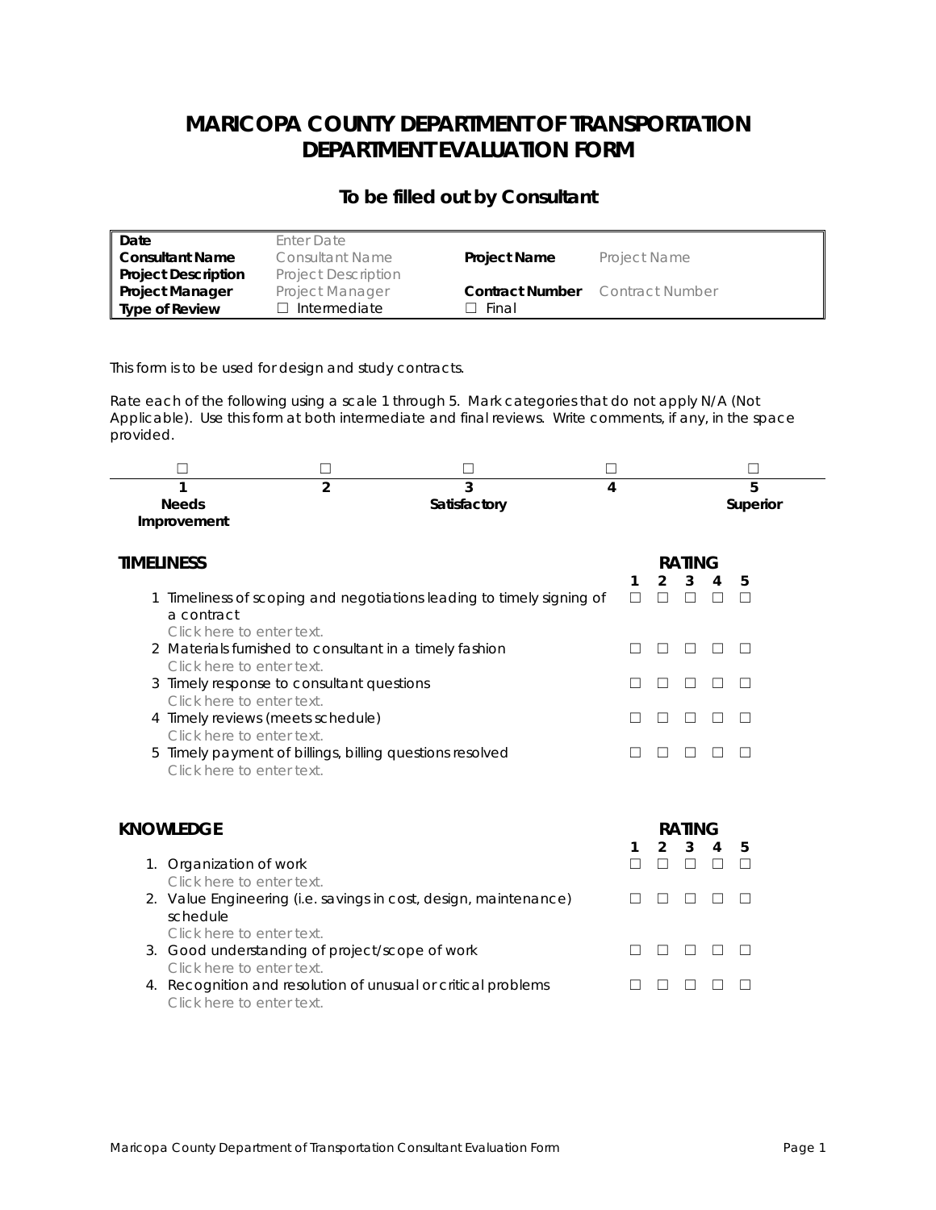# MARICOPA COUNTY DEPARTMENT OF TRANSPORTATION
# DEPARTMENT EVALUATION FORM

## To be filled out by Consultant

| | | | |
|---|---|---|---|
| **Date** | Enter Date | | |
| **Consultant Name** | Consultant Name | **Project Name** | Project Name |
| **Project Description** | Project Description | | |
| **Project Manager** | Project Manager | **Contract Number** | Contract Number |
| **Type of Review** | ☐ Intermediate | ☐ Final | |

This form is to be used for design and study contracts.

Rate each of the following using a scale 1 through 5. Mark categories that do not apply N/A (Not Applicable). Use this form at both intermediate and final reviews. Write comments, if any, in the space provided.

| ☐ | ☐ | ☐ | ☐ | ☐ |
|---|---|---|---|---|
| **1** | **2** | **3** | **4** | **5** |
| **Needs Improvement** | | **Satisfactory** | | **Superior** |

### TIMELINESS

| | RATING 1 | 2 | 3 | 4 | 5 |
|---|---|---|---|---|---|
| 1 Timeliness of scoping and negotiations leading to timely signing of a contract<br>Click here to enter text. | ☐ | ☐ | ☐ | ☐ | ☐ |
| 2 Materials furnished to consultant in a timely fashion<br>Click here to enter text. | ☐ | ☐ | ☐ | ☐ | ☐ |
| 3 Timely response to consultant questions<br>Click here to enter text. | ☐ | ☐ | ☐ | ☐ | ☐ |
| 4 Timely reviews (meets schedule)<br>Click here to enter text. | ☐ | ☐ | ☐ | ☐ | ☐ |
| 5 Timely payment of billings, billing questions resolved<br>Click here to enter text. | ☐ | ☐ | ☐ | ☐ | ☐ |

### KNOWLEDGE

| | RATING 1 | 2 | 3 | 4 | 5 |
|---|---|---|---|---|---|
| 1. Organization of work<br>Click here to enter text. | ☐ | ☐ | ☐ | ☐ | ☐ |
| 2. Value Engineering (i.e. savings in cost, design, maintenance) schedule<br>Click here to enter text. | ☐ | ☐ | ☐ | ☐ | ☐ |
| 3. Good understanding of project/scope of work<br>Click here to enter text. | ☐ | ☐ | ☐ | ☐ | ☐ |
| 4. Recognition and resolution of unusual or critical problems<br>Click here to enter text. | ☐ | ☐ | ☐ | ☐ | ☐ |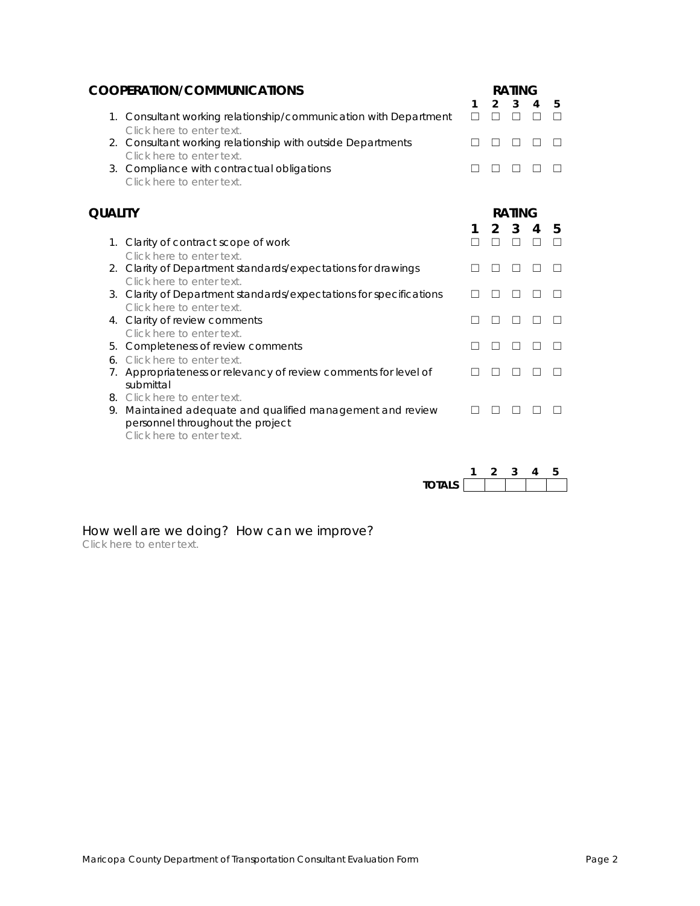## COOPERATION/COMMUNICATIONS

| | RATING 1 | 2 | 3 | 4 | 5 |
|---|---|---|---|---|---|
| 1. Consultant working relationship/communication with Department<br>Click here to enter text. | ☐ | ☐ | ☐ | ☐ | ☐ |
| 2. Consultant working relationship with outside Departments<br>Click here to enter text. | ☐ | ☐ | ☐ | ☐ | ☐ |
| 3. Compliance with contractual obligations<br>Click here to enter text. | ☐ | ☐ | ☐ | ☐ | ☐ |

## QUALITY

| | RATING 1 | 2 | 3 | 4 | 5 |
|---|---|---|---|---|---|
| 1. Clarity of contract scope of work<br>Click here to enter text. | ☐ | ☐ | ☐ | ☐ | ☐ |
| 2. Clarity of Department standards/expectations for drawings<br>Click here to enter text. | ☐ | ☐ | ☐ | ☐ | ☐ |
| 3. Clarity of Department standards/expectations for specifications<br>Click here to enter text. | ☐ | ☐ | ☐ | ☐ | ☐ |
| 4. Clarity of review comments<br>Click here to enter text. | ☐ | ☐ | ☐ | ☐ | ☐ |
| 5. Completeness of review comments<br>6. Click here to enter text. | ☐ | ☐ | ☐ | ☐ | ☐ |
| 7. Appropriateness or relevancy of review comments for level of submittal<br>8. Click here to enter text. | ☐ | ☐ | ☐ | ☐ | ☐ |
| 9. Maintained adequate and qualified management and review personnel throughout the project<br>Click here to enter text. | ☐ | ☐ | ☐ | ☐ | ☐ |

| | 1 | 2 | 3 | 4 | 5 |
|---|---|---|---|---|---|
| **TOTALS** | | | | | |

How well are we doing? How can we improve?
Click here to enter text.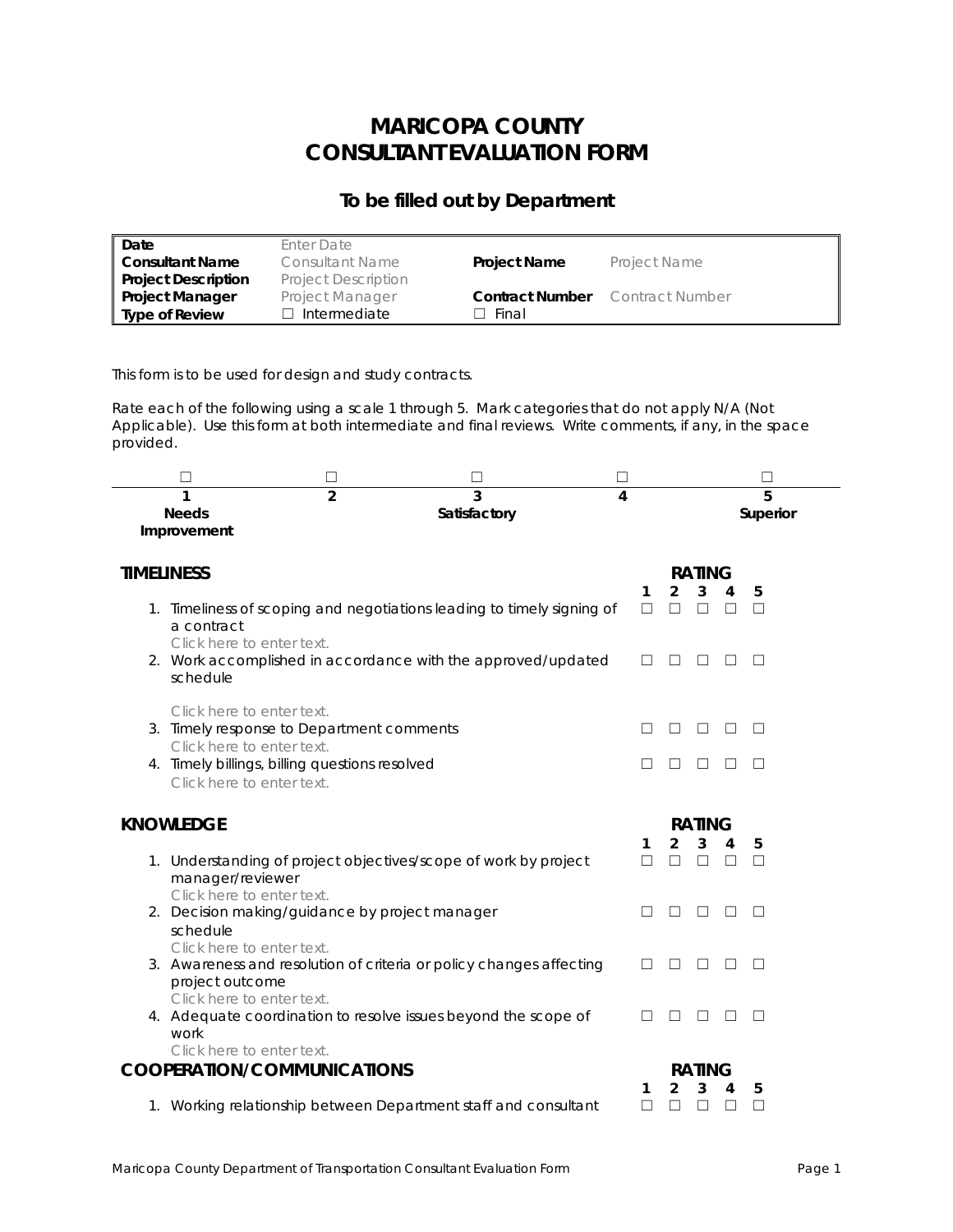# MARICOPA COUNTY
# CONSULTANT EVALUATION FORM

## To be filled out by Department

| | | | |
|---|---|---|---|
| **Date** | Enter Date | | |
| **Consultant Name** | Consultant Name | **Project Name** | Project Name |
| **Project Description** | Project Description | | |
| **Project Manager** | Project Manager | **Contract Number** | Contract Number |
| **Type of Review** | ☐ Intermediate | ☐ Final | |

This form is to be used for design and study contracts.

Rate each of the following using a scale 1 through 5. Mark categories that do not apply N/A (Not Applicable). Use this form at both intermediate and final reviews. Write comments, if any, in the space provided.

| ☐ | ☐ | ☐ | ☐ | ☐ |
|---|---|---|---|---|
| **1** | **2** | **3** | **4** | **5** |
| **Needs Improvement** | | **Satisfactory** | | **Superior** |

### TIMELINESS

| | RATING | | | | |
|---|---|---|---|---|---|
| | **1** | **2** | **3** | **4** | **5** |
| 1. Timeliness of scoping and negotiations leading to timely signing of a contract<br>Click here to enter text. | ☐ | ☐ | ☐ | ☐ | ☐ |
| 2. Work accomplished in accordance with the approved/updated schedule<br>Click here to enter text. | ☐ | ☐ | ☐ | ☐ | ☐ |
| 3. Timely response to Department comments<br>Click here to enter text. | ☐ | ☐ | ☐ | ☐ | ☐ |
| 4. Timely billings, billing questions resolved<br>Click here to enter text. | ☐ | ☐ | ☐ | ☐ | ☐ |

### KNOWLEDGE

| | RATING | | | | |
|---|---|---|---|---|---|
| | **1** | **2** | **3** | **4** | **5** |
| 1. Understanding of project objectives/scope of work by project manager/reviewer<br>Click here to enter text. | ☐ | ☐ | ☐ | ☐ | ☐ |
| 2. Decision making/guidance by project manager schedule<br>Click here to enter text. | ☐ | ☐ | ☐ | ☐ | ☐ |
| 3. Awareness and resolution of criteria or policy changes affecting project outcome<br>Click here to enter text. | ☐ | ☐ | ☐ | ☐ | ☐ |
| 4. Adequate coordination to resolve issues beyond the scope of work<br>Click here to enter text. | ☐ | ☐ | ☐ | ☐ | ☐ |

### COOPERATION/COMMUNICATIONS

| | RATING | | | | |
|---|---|---|---|---|---|
| | **1** | **2** | **3** | **4** | **5** |
| 1. Working relationship between Department staff and consultant | ☐ | ☐ | ☐ | ☐ | ☐ |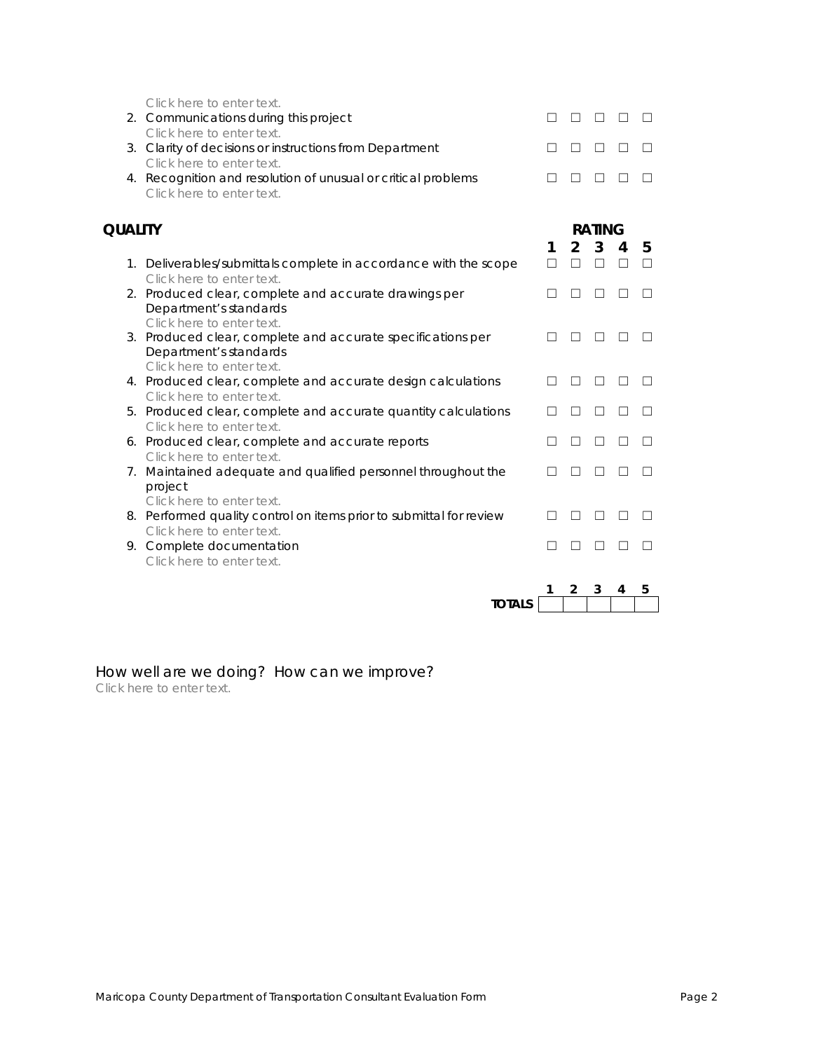Click here to enter text.

2. Communications during this project ☐ ☐ ☐ ☐ ☐
   Click here to enter text.
3. Clarity of decisions or instructions from Department ☐ ☐ ☐ ☐ ☐
   Click here to enter text.
4. Recognition and resolution of unusual or critical problems ☐ ☐ ☐ ☐ ☐
   Click here to enter text.

| **QUALITY** | **RATING** | | | | |
|---|---|---|---|---|---|
| | **1** | **2** | **3** | **4** | **5** |
| 1. Deliverables/submittals complete in accordance with the scope<br>Click here to enter text. | ☐ | ☐ | ☐ | ☐ | ☐ |
| 2. Produced clear, complete and accurate drawings per Department's standards<br>Click here to enter text. | ☐ | ☐ | ☐ | ☐ | ☐ |
| 3. Produced clear, complete and accurate specifications per Department's standards<br>Click here to enter text. | ☐ | ☐ | ☐ | ☐ | ☐ |
| 4. Produced clear, complete and accurate design calculations<br>Click here to enter text. | ☐ | ☐ | ☐ | ☐ | ☐ |
| 5. Produced clear, complete and accurate quantity calculations<br>Click here to enter text. | ☐ | ☐ | ☐ | ☐ | ☐ |
| 6. Produced clear, complete and accurate reports<br>Click here to enter text. | ☐ | ☐ | ☐ | ☐ | ☐ |
| 7. Maintained adequate and qualified personnel throughout the project<br>Click here to enter text. | ☐ | ☐ | ☐ | ☐ | ☐ |
| 8. Performed quality control on items prior to submittal for review<br>Click here to enter text. | ☐ | ☐ | ☐ | ☐ | ☐ |
| 9. Complete documentation<br>Click here to enter text. | ☐ | ☐ | ☐ | ☐ | ☐ |

| | **1** | **2** | **3** | **4** | **5** |
|---|---|---|---|---|---|
| **TOTALS** | | | | | |

How well are we doing? How can we improve?

Click here to enter text.